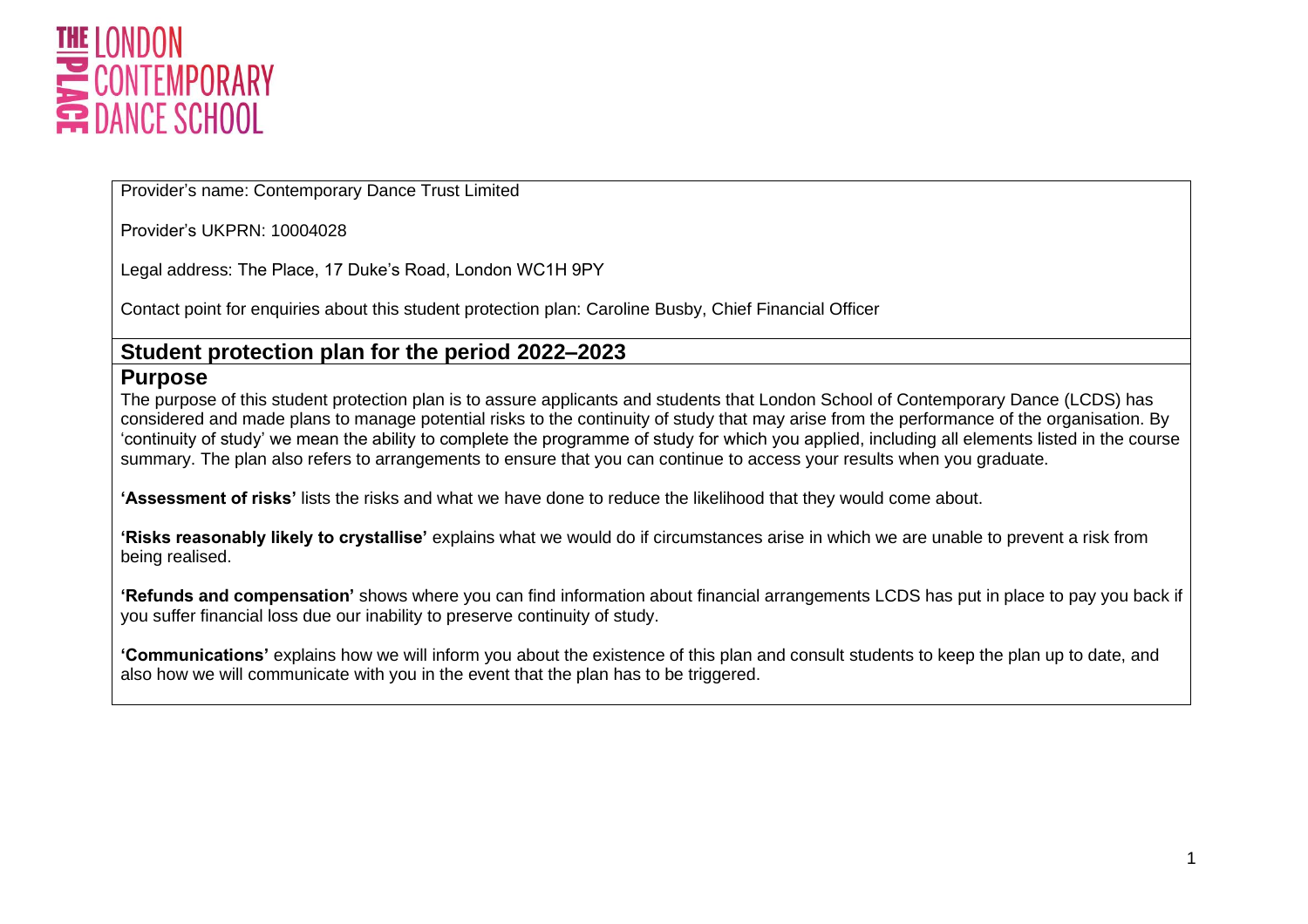THE LONDON CONTEMPORARY DANCE SCHOOL

Provider's name: Contemporary Dance Trust Limited

Provider's UKPRN: 10004028

Legal address: The Place, 17 Duke's Road, London WC1H 9PY

Contact point for enquiries about this student protection plan: Caroline Busby, Chief Financial Officer

## Student protection plan for the period 2022–2023

### Purpose

The purpose of this student protection plan is to assure applicants and students that London School of Contemporary Dance (LCDS) has considered and made plans to manage potential risks to the continuity of study that may arise from the performance of the organisation. By 'continuity of study' we mean the ability to complete the programme of study for which you applied, including all elements listed in the course summary. The plan also refers to arrangements to ensure that you can continue to access your results when you graduate.

**'Assessment of risks'** lists the risks and what we have done to reduce the likelihood that they would come about.

**'Risks reasonably likely to crystallise'** explains what we would do if circumstances arise in which we are unable to prevent a risk from being realised.

**'Refunds and compensation'** shows where you can find information about financial arrangements LCDS has put in place to pay you back if you suffer financial loss due our inability to preserve continuity of study.

**'Communications'** explains how we will inform you about the existence of this plan and consult students to keep the plan up to date, and also how we will communicate with you in the event that the plan has to be triggered.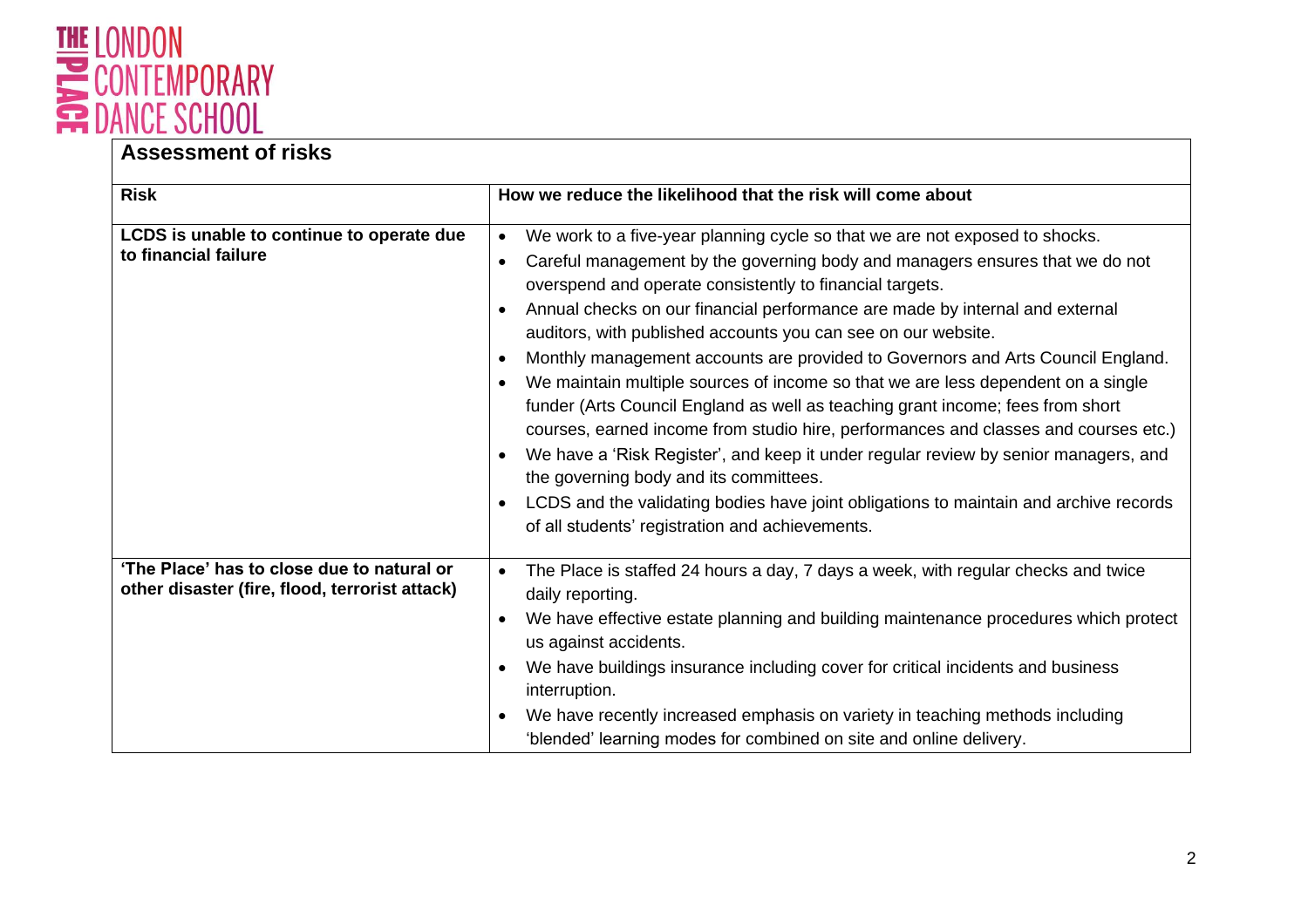## Assessment of risks

| Risk | How we reduce the likelihood that the risk will come about |
|---|---|
| **LCDS is unable to continue to operate due to financial failure** | • We work to a five-year planning cycle so that we are not exposed to shocks.<br>• Careful management by the governing body and managers ensures that we do not overspend and operate consistently to financial targets.<br>• Annual checks on our financial performance are made by internal and external auditors, with published accounts you can see on our website.<br>• Monthly management accounts are provided to Governors and Arts Council England.<br>• We maintain multiple sources of income so that we are less dependent on a single funder (Arts Council England as well as teaching grant income; fees from short courses, earned income from studio hire, performances and classes and courses etc.)<br>• We have a 'Risk Register', and keep it under regular review by senior managers, and the governing body and its committees.<br>• LCDS and the validating bodies have joint obligations to maintain and archive records of all students' registration and achievements. |
| **'The Place' has to close due to natural or other disaster (fire, flood, terrorist attack)** | • The Place is staffed 24 hours a day, 7 days a week, with regular checks and twice daily reporting.<br>• We have effective estate planning and building maintenance procedures which protect us against accidents.<br>• We have buildings insurance including cover for critical incidents and business interruption.<br>• We have recently increased emphasis on variety in teaching methods including 'blended' learning modes for combined on site and online delivery. |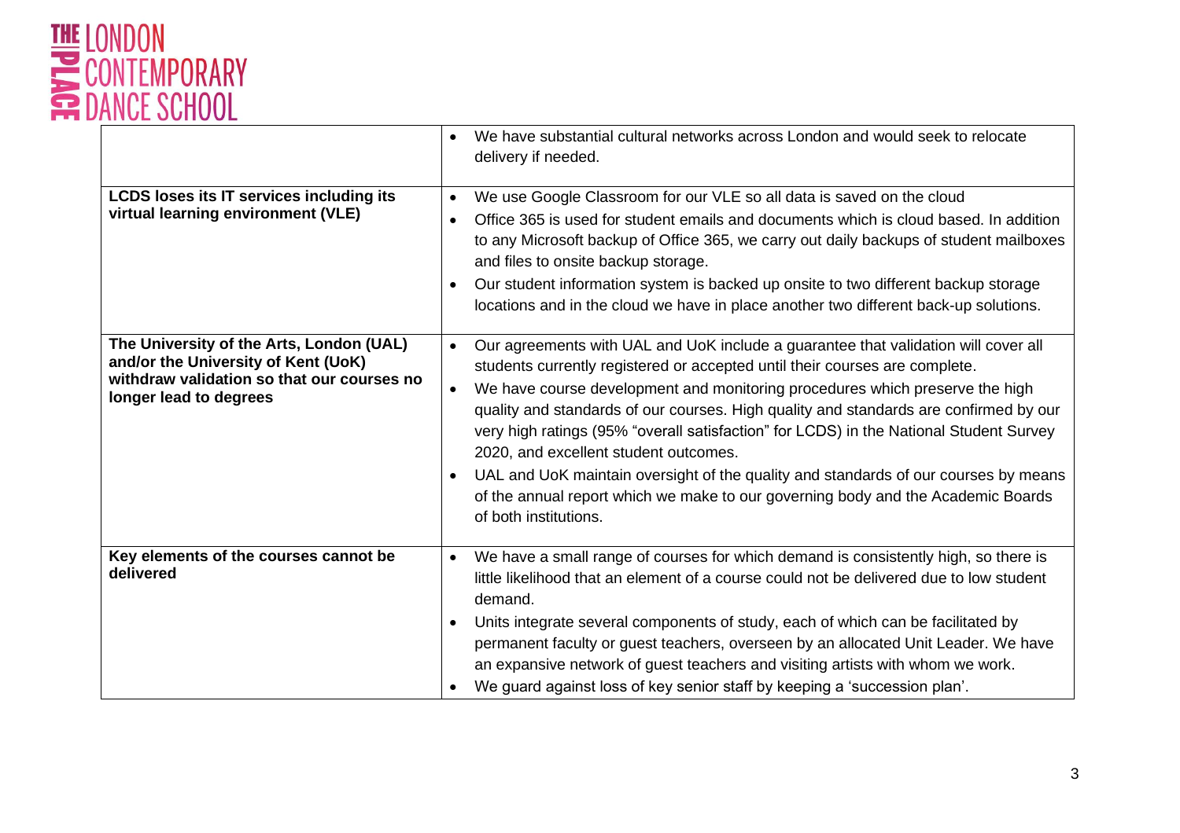| | |
|---|---|
| | • We have substantial cultural networks across London and would seek to relocate delivery if needed. |
| **LCDS loses its IT services including its virtual learning environment (VLE)** | • We use Google Classroom for our VLE so all data is saved on the cloud<br>• Office 365 is used for student emails and documents which is cloud based. In addition to any Microsoft backup of Office 365, we carry out daily backups of student mailboxes and files to onsite backup storage.<br>• Our student information system is backed up onsite to two different backup storage locations and in the cloud we have in place another two different back-up solutions. |
| **The University of the Arts, London (UAL) and/or the University of Kent (UoK) withdraw validation so that our courses no longer lead to degrees** | • Our agreements with UAL and UoK include a guarantee that validation will cover all students currently registered or accepted until their courses are complete.<br>• We have course development and monitoring procedures which preserve the high quality and standards of our courses. High quality and standards are confirmed by our very high ratings (95% "overall satisfaction" for LCDS) in the National Student Survey 2020, and excellent student outcomes.<br>• UAL and UoK maintain oversight of the quality and standards of our courses by means of the annual report which we make to our governing body and the Academic Boards of both institutions. |
| **Key elements of the courses cannot be delivered** | • We have a small range of courses for which demand is consistently high, so there is little likelihood that an element of a course could not be delivered due to low student demand.<br>• Units integrate several components of study, each of which can be facilitated by permanent faculty or guest teachers, overseen by an allocated Unit Leader. We have an expansive network of guest teachers and visiting artists with whom we work.<br>• We guard against loss of key senior staff by keeping a 'succession plan'. |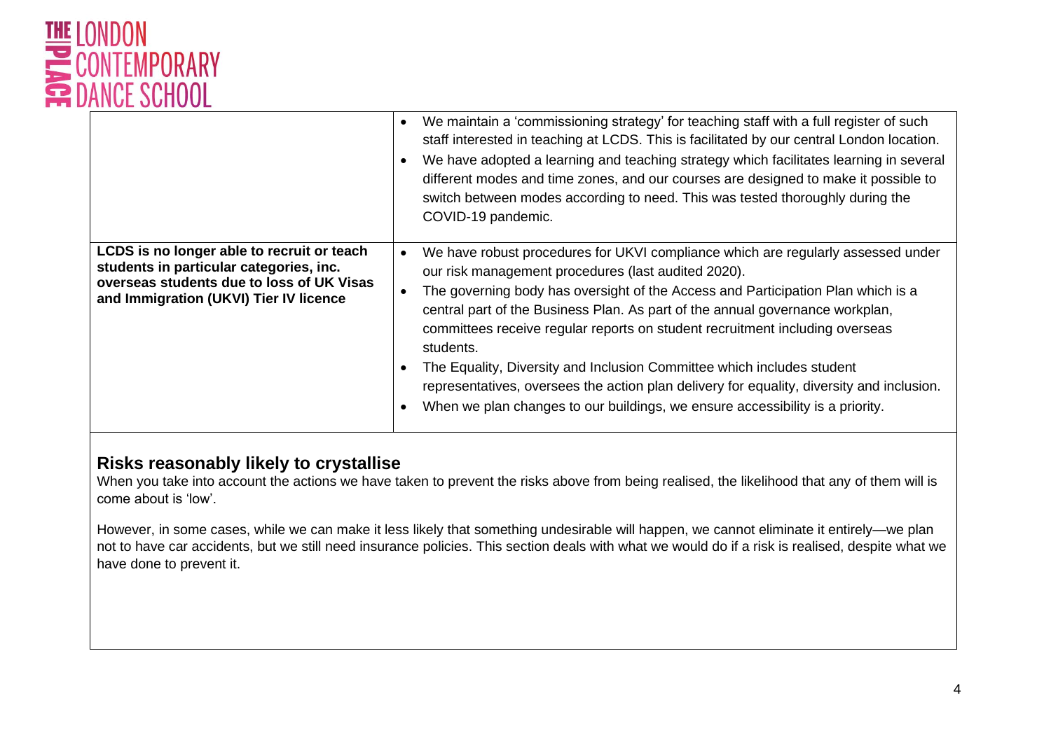| | |
|---|---|
| | • We maintain a 'commissioning strategy' for teaching staff with a full register of such staff interested in teaching at LCDS. This is facilitated by our central London location.<br>• We have adopted a learning and teaching strategy which facilitates learning in several different modes and time zones, and our courses are designed to make it possible to switch between modes according to need. This was tested thoroughly during the COVID-19 pandemic. |
| **LCDS is no longer able to recruit or teach students in particular categories, inc. overseas students due to loss of UK Visas and Immigration (UKVI) Tier IV licence** | • We have robust procedures for UKVI compliance which are regularly assessed under our risk management procedures (last audited 2020).<br>• The governing body has oversight of the Access and Participation Plan which is a central part of the Business Plan. As part of the annual governance workplan, committees receive regular reports on student recruitment including overseas students.<br>• The Equality, Diversity and Inclusion Committee which includes student representatives, oversees the action plan delivery for equality, diversity and inclusion.<br>• When we plan changes to our buildings, we ensure accessibility is a priority. |

## Risks reasonably likely to crystallise

When you take into account the actions we have taken to prevent the risks above from being realised, the likelihood that any of them will is come about is 'low'.

However, in some cases, while we can make it less likely that something undesirable will happen, we cannot eliminate it entirely—we plan not to have car accidents, but we still need insurance policies. This section deals with what we would do if a risk is realised, despite what we have done to prevent it.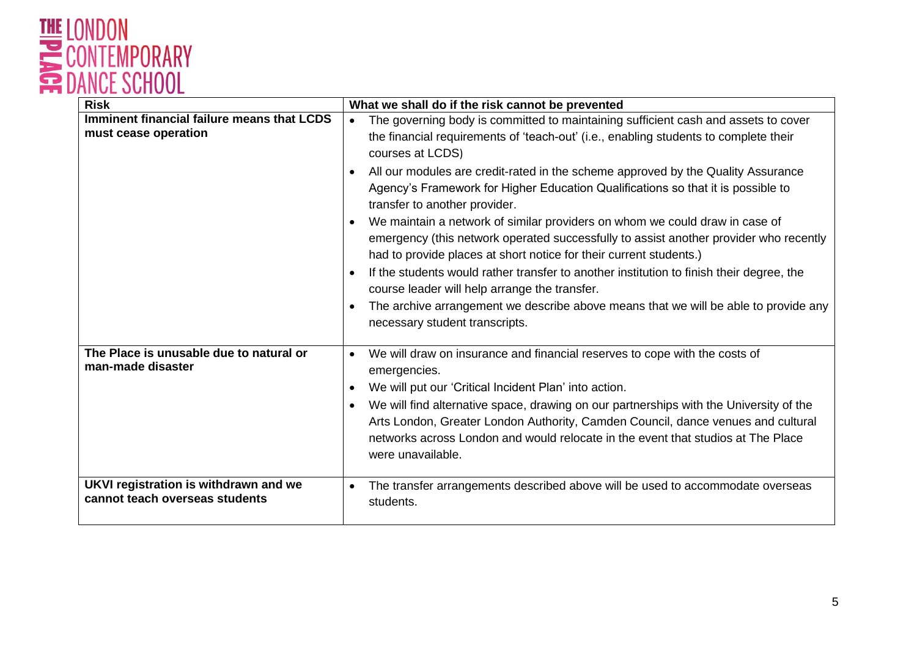| Risk | What we shall do if the risk cannot be prevented |
|---|---|
| **Imminent financial failure means that LCDS must cease operation** | • The governing body is committed to maintaining sufficient cash and assets to cover the financial requirements of 'teach-out' (i.e., enabling students to complete their courses at LCDS)<br>• All our modules are credit-rated in the scheme approved by the Quality Assurance Agency's Framework for Higher Education Qualifications so that it is possible to transfer to another provider.<br>• We maintain a network of similar providers on whom we could draw in case of emergency (this network operated successfully to assist another provider who recently had to provide places at short notice for their current students.)<br>• If the students would rather transfer to another institution to finish their degree, the course leader will help arrange the transfer.<br>• The archive arrangement we describe above means that we will be able to provide any necessary student transcripts. |
| **The Place is unusable due to natural or man-made disaster** | • We will draw on insurance and financial reserves to cope with the costs of emergencies.<br>• We will put our 'Critical Incident Plan' into action.<br>• We will find alternative space, drawing on our partnerships with the University of the Arts London, Greater London Authority, Camden Council, dance venues and cultural networks across London and would relocate in the event that studios at The Place were unavailable. |
| **UKVI registration is withdrawn and we cannot teach overseas students** | • The transfer arrangements described above will be used to accommodate overseas students. |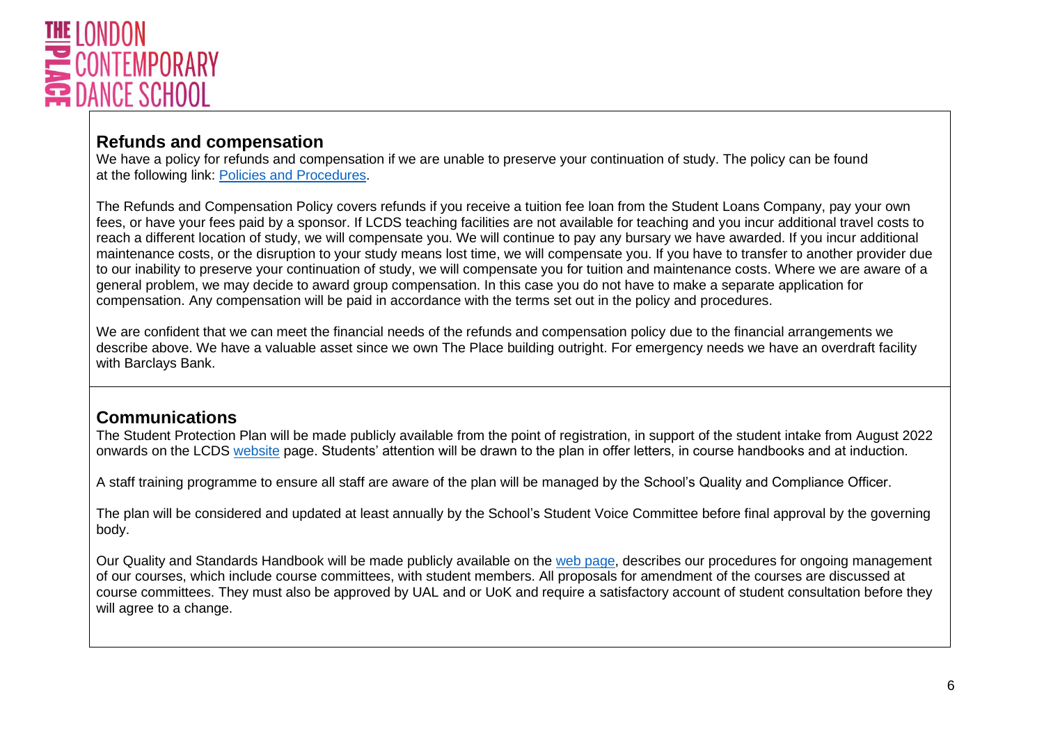## Refunds and compensation

We have a policy for refunds and compensation if we are unable to preserve your continuation of study. The policy can be found at the following link: [Policies and Procedures](#).

The Refunds and Compensation Policy covers refunds if you receive a tuition fee loan from the Student Loans Company, pay your own fees, or have your fees paid by a sponsor. If LCDS teaching facilities are not available for teaching and you incur additional travel costs to reach a different location of study, we will compensate you. We will continue to pay any bursary we have awarded. If you incur additional maintenance costs, or the disruption to your study means lost time, we will compensate you. If you have to transfer to another provider due to our inability to preserve your continuation of study, we will compensate you for tuition and maintenance costs. Where we are aware of a general problem, we may decide to award group compensation. In this case you do not have to make a separate application for compensation. Any compensation will be paid in accordance with the terms set out in the policy and procedures.

We are confident that we can meet the financial needs of the refunds and compensation policy due to the financial arrangements we describe above. We have a valuable asset since we own The Place building outright. For emergency needs we have an overdraft facility with Barclays Bank.

## Communications

The Student Protection Plan will be made publicly available from the point of registration, in support of the student intake from August 2022 onwards on the LCDS [website](#) page. Students' attention will be drawn to the plan in offer letters, in course handbooks and at induction.

A staff training programme to ensure all staff are aware of the plan will be managed by the School's Quality and Compliance Officer.

The plan will be considered and updated at least annually by the School's Student Voice Committee before final approval by the governing body.

Our Quality and Standards Handbook will be made publicly available on the [web page](#), describes our procedures for ongoing management of our courses, which include course committees, with student members. All proposals for amendment of the courses are discussed at course committees. They must also be approved by UAL and or UoK and require a satisfactory account of student consultation before they will agree to a change.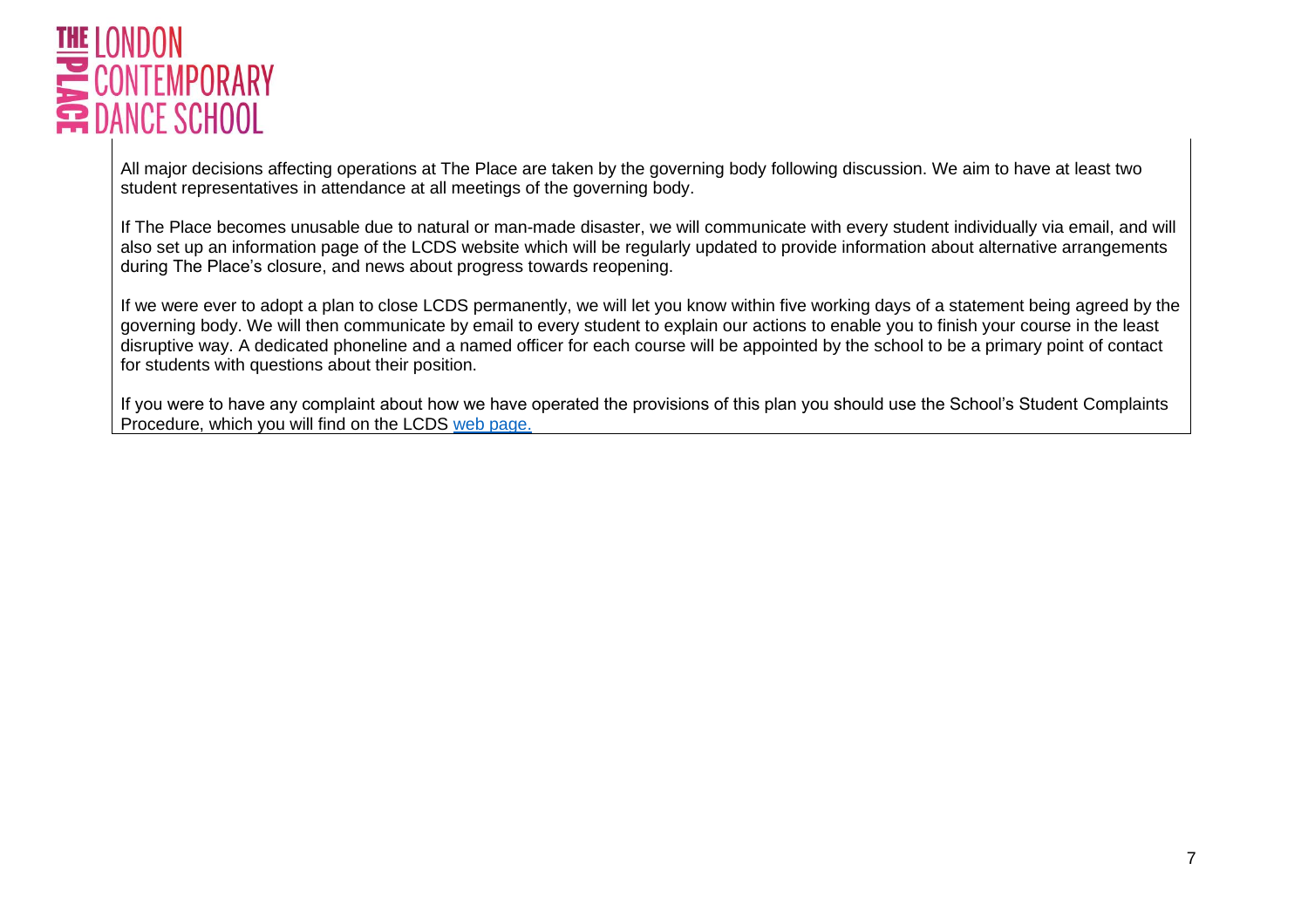All major decisions affecting operations at The Place are taken by the governing body following discussion. We aim to have at least two student representatives in attendance at all meetings of the governing body.

If The Place becomes unusable due to natural or man-made disaster, we will communicate with every student individually via email, and will also set up an information page of the LCDS website which will be regularly updated to provide information about alternative arrangements during The Place's closure, and news about progress towards reopening.

If we were ever to adopt a plan to close LCDS permanently, we will let you know within five working days of a statement being agreed by the governing body. We will then communicate by email to every student to explain our actions to enable you to finish your course in the least disruptive way. A dedicated phoneline and a named officer for each course will be appointed by the school to be a primary point of contact for students with questions about their position.

If you were to have any complaint about how we have operated the provisions of this plan you should use the School's Student Complaints Procedure, which you will find on the LCDS web page.